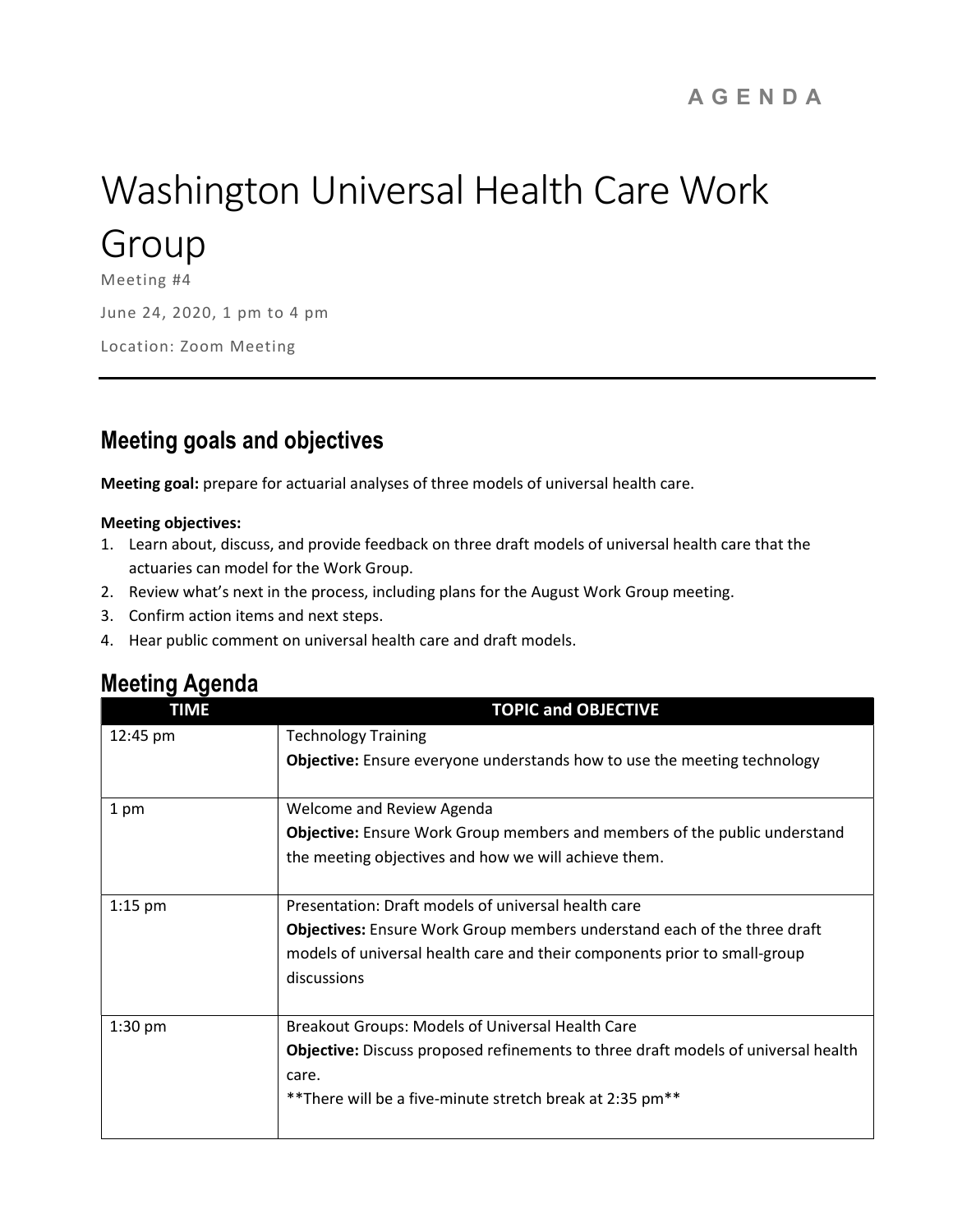AGENDA

# Washington Universal Health Care Work Group

Meeting #4

June 24, 2020, 1 pm to 4 pm

Location: Zoom Meeting

## Meeting goals and objectives

**Meeting goal:** prepare for actuarial analyses of three models of universal health care.

**Meeting objectives:**

1. Learn about, discuss, and provide feedback on three draft models of universal health care that the actuaries can model for the Work Group.
2. Review what's next in the process, including plans for the August Work Group meeting.
3. Confirm action items and next steps.
4. Hear public comment on universal health care and draft models.

## Meeting Agenda

| TIME | TOPIC and OBJECTIVE |
|---|---|
| 12:45 pm | Technology Training<br>**Objective:** Ensure everyone understands how to use the meeting technology |
| 1 pm | Welcome and Review Agenda<br>**Objective:** Ensure Work Group members and members of the public understand the meeting objectives and how we will achieve them. |
| 1:15 pm | Presentation: Draft models of universal health care<br>**Objectives:** Ensure Work Group members understand each of the three draft models of universal health care and their components prior to small-group discussions |
| 1:30 pm | Breakout Groups: Models of Universal Health Care<br>**Objective:** Discuss proposed refinements to three draft models of universal health care.<br>**There will be a five-minute stretch break at 2:35 pm** |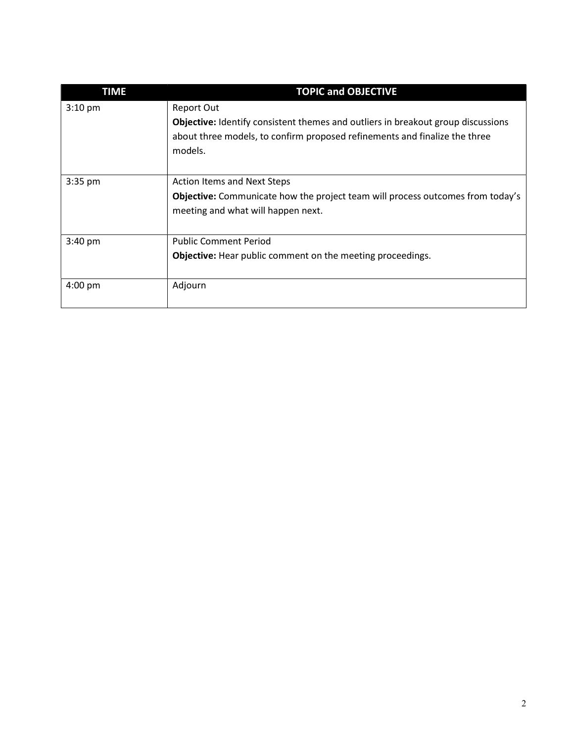| TIME | TOPIC and OBJECTIVE |
|---|---|
| 3:10 pm | Report Out<br>**Objective:** Identify consistent themes and outliers in breakout group discussions about three models, to confirm proposed refinements and finalize the three models. |
| 3:35 pm | Action Items and Next Steps<br>**Objective:** Communicate how the project team will process outcomes from today's meeting and what will happen next. |
| 3:40 pm | Public Comment Period<br>**Objective:** Hear public comment on the meeting proceedings. |
| 4:00 pm | Adjourn |